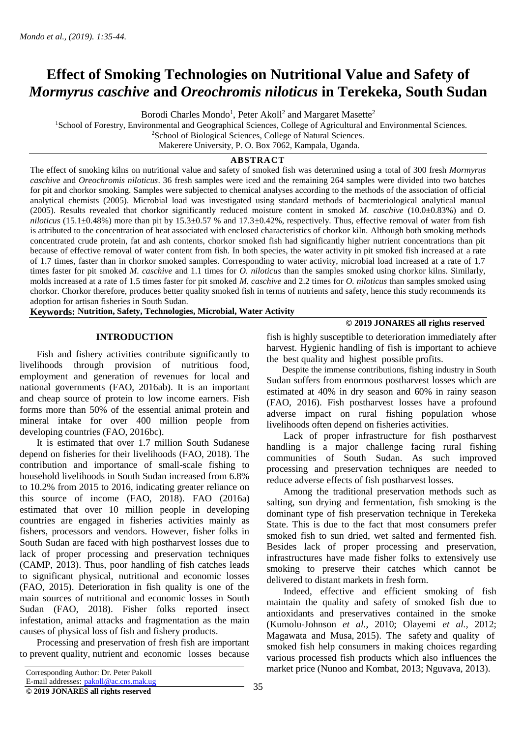# Effect of Smoking Technologies on Nutritional Value and Safety of *Mormyrus caschive* and *Oreochromis niloticus* in Terekeka, South Sudan

Borodi Charles Mondo[1], Peter Akoll[2] and Margaret Masette[2]

[1]School of Forestry, Environmental and Geographical Sciences, College of Agricultural and Environmental Sciences.
[2]School of Biological Sciences, College of Natural Sciences.
Makerere University, P. O. Box 7062, Kampala, Uganda.

## ABSTRACT

The effect of smoking kilns on nutritional value and safety of smoked fish was determined using a total of 300 fresh *Mormyrus caschive* and *Oreochromis niloticus*. 36 fresh samples were iced and the remaining 264 samples were divided into two batches for pit and chorkor smoking. Samples were subjected to chemical analyses according to the methods of the association of official analytical chemists (2005). Microbial load was investigated using standard methods of bacmteriological analytical manual (2005). Results revealed that chorkor significantly reduced moisture content in smoked *M. caschive* (10.0±0.83%) and *O. niloticus* (15.1±0.48%) more than pit by 15.3±0.57 % and 17.3±0.42%, respectively. Thus, effective removal of water from fish is attributed to the concentration of heat associated with enclosed characteristics of chorkor kiln. Although both smoking methods concentrated crude protein, fat and ash contents, chorkor smoked fish had significantly higher nutrient concentrations than pit because of effective removal of water content from fish. In both species, the water activity in pit smoked fish increased at a rate of 1.7 times, faster than in chorkor smoked samples. Corresponding to water activity, microbial load increased at a rate of 1.7 times faster for pit smoked *M. caschive* and 1.1 times for *O. niloticus* than the samples smoked using chorkor kilns. Similarly, molds increased at a rate of 1.5 times faster for pit smoked *M. caschive* and 2.2 times for *O. niloticus* than samples smoked using chorkor. Chorkor therefore, produces better quality smoked fish in terms of nutrients and safety, hence this study recommends its adoption for artisan fisheries in South Sudan.

**Keywords: Nutrition, Safety, Technologies, Microbial, Water Activity**

**© 2019 JONARES all rights reserved**

## INTRODUCTION

Fish and fishery activities contribute significantly to livelihoods through provision of nutritious food, employment and generation of revenues for local and national governments (FAO, 2016ab). It is an important and cheap source of protein to low income earners. Fish forms more than 50% of the essential animal protein and mineral intake for over 400 million people from developing countries (FAO, 2016bc).

It is estimated that over 1.7 million South Sudanese depend on fisheries for their livelihoods (FAO, 2018). The contribution and importance of small-scale fishing to household livelihoods in South Sudan increased from 6.8% to 10.2% from 2015 to 2016, indicating greater reliance on this source of income (FAO, 2018). FAO (2016a) estimated that over 10 million people in developing countries are engaged in fisheries activities mainly as fishers, processors and vendors. However, fisher folks in South Sudan are faced with high postharvest losses due to lack of proper processing and preservation techniques (CAMP, 2013). Thus, poor handling of fish catches leads to significant physical, nutritional and economic losses (FAO, 2015). Deterioration in fish quality is one of the main sources of nutritional and economic losses in South Sudan (FAO, 2018). Fisher folks reported insect infestation, animal attacks and fragmentation as the main causes of physical loss of fish and fishery products.

Processing and preservation of fresh fish are important to prevent quality, nutrient and economic losses because fish is highly susceptible to deterioration immediately after harvest. Hygienic handling of fish is important to achieve the best quality and highest possible profits.

Despite the immense contributions, fishing industry in South Sudan suffers from enormous postharvest losses which are estimated at 40% in dry season and 60% in rainy season (FAO, 2016). Fish postharvest losses have a profound adverse impact on rural fishing population whose livelihoods often depend on fisheries activities.

Lack of proper infrastructure for fish postharvest handling is a major challenge facing rural fishing communities of South Sudan. As such improved processing and preservation techniques are needed to reduce adverse effects of fish postharvest losses.

Among the traditional preservation methods such as salting, sun drying and fermentation, fish smoking is the dominant type of fish preservation technique in Terekeka State. This is due to the fact that most consumers prefer smoked fish to sun dried, wet salted and fermented fish. Besides lack of proper processing and preservation, infrastructures have made fisher folks to extensively use smoking to preserve their catches which cannot be delivered to distant markets in fresh form.

Indeed, effective and efficient smoking of fish maintain the quality and safety of smoked fish due to antioxidants and preservatives contained in the smoke (Kumolu-Johnson *et al.*, 2010; Olayemi *et al.*, 2012; Magawata and Musa, 2015). The safety and quality of smoked fish help consumers in making choices regarding various processed fish products which also influences the market price (Nunoo and Kombat, 2013; Nguvava, 2013).

Corresponding Author: Dr. Peter Pakoll
E-mail addresses: pakoll@ac.cns.mak.ug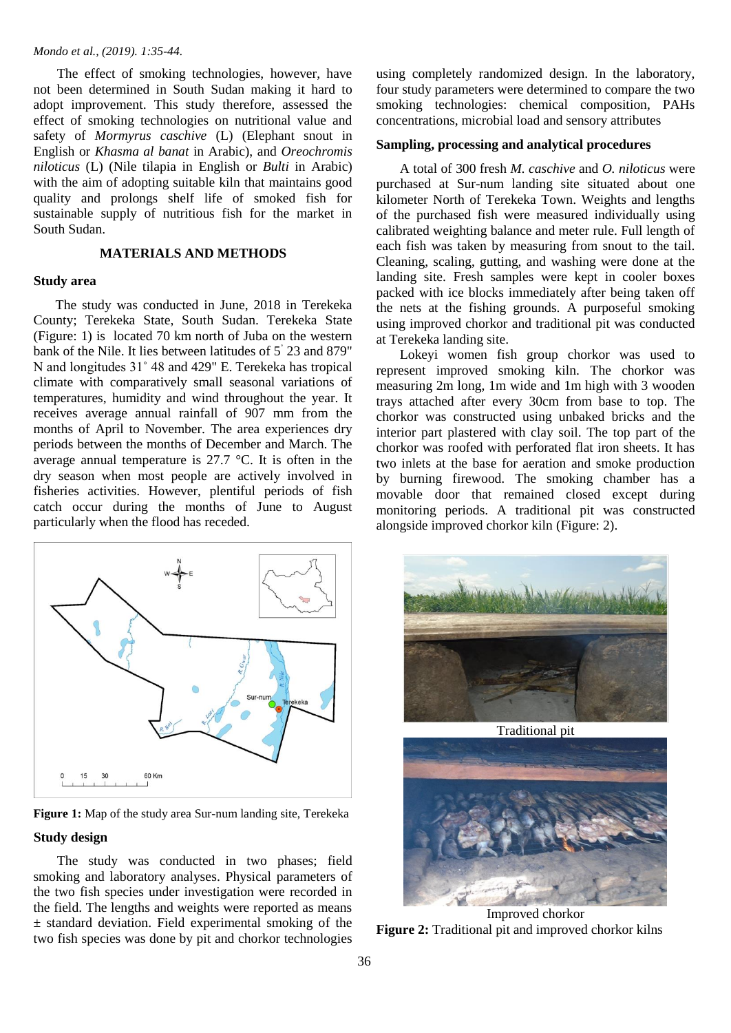The effect of smoking technologies, however, have not been determined in South Sudan making it hard to adopt improvement. This study therefore, assessed the effect of smoking technologies on nutritional value and safety of *Mormyrus caschive* (L) (Elephant snout in English or *Khasma al banat* in Arabic), and *Oreochromis niloticus* (L) (Nile tilapia in English or *Bulti* in Arabic) with the aim of adopting suitable kiln that maintains good quality and prolongs shelf life of smoked fish for sustainable supply of nutritious fish for the market in South Sudan.

## MATERIALS AND METHODS

### Study area

The study was conducted in June, 2018 in Terekeka County; Terekeka State, South Sudan. Terekeka State (Figure: 1) is located 70 km north of Juba on the western bank of the Nile. It lies between latitudes of 5° 23 and 879" N and longitudes 31° 48 and 429" E. Terekeka has tropical climate with comparatively small seasonal variations of temperatures, humidity and wind throughout the year. It receives average annual rainfall of 907 mm from the months of April to November. The area experiences dry periods between the months of December and March. The average annual temperature is 27.7 °C. It is often in the dry season when most people are actively involved in fisheries activities. However, plentiful periods of fish catch occur during the months of June to August particularly when the flood has receded.

**Figure 1:** Map of the study area Sur-num landing site, Terekeka

### Study design

The study was conducted in two phases; field smoking and laboratory analyses. Physical parameters of the two fish species under investigation were recorded in the field. The lengths and weights were reported as means ± standard deviation. Field experimental smoking of the two fish species was done by pit and chorkor technologies using completely randomized design. In the laboratory, four study parameters were determined to compare the two smoking technologies: chemical composition, PAHs concentrations, microbial load and sensory attributes

### Sampling, processing and analytical procedures

A total of 300 fresh *M. caschive* and *O. niloticus* were purchased at Sur-num landing site situated about one kilometer North of Terekeka Town. Weights and lengths of the purchased fish were measured individually using calibrated weighting balance and meter rule. Full length of each fish was taken by measuring from snout to the tail. Cleaning, scaling, gutting, and washing were done at the landing site. Fresh samples were kept in cooler boxes packed with ice blocks immediately after being taken off the nets at the fishing grounds. A purposeful smoking using improved chorkor and traditional pit was conducted at Terekeka landing site.

Lokeyi women fish group chorkor was used to represent improved smoking kiln. The chorkor was measuring 2m long, 1m wide and 1m high with 3 wooden trays attached after every 30cm from base to top. The chorkor was constructed using unbaked bricks and the interior part plastered with clay soil. The top part of the chorkor was roofed with perforated flat iron sheets. It has two inlets at the base for aeration and smoke production by burning firewood. The smoking chamber has a movable door that remained closed except during monitoring periods. A traditional pit was constructed alongside improved chorkor kiln (Figure: 2).

Traditional pit

Improved chorkor

**Figure 2:** Traditional pit and improved chorkor kilns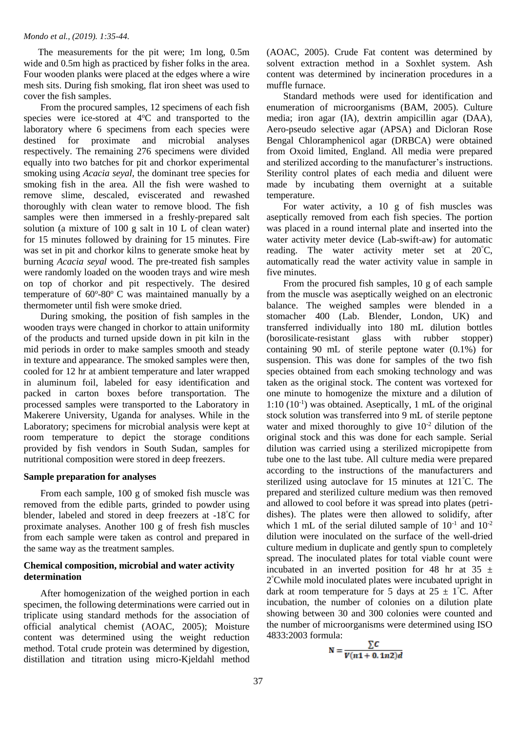The measurements for the pit were; 1m long, 0.5m wide and 0.5m high as practiced by fisher folks in the area. Four wooden planks were placed at the edges where a wire mesh sits. During fish smoking, flat iron sheet was used to cover the fish samples.

From the procured samples, 12 specimens of each fish species were ice-stored at 4$^{o}$C and transported to the laboratory where 6 specimens from each species were destined for proximate and microbial analyses respectively. The remaining 276 specimens were divided equally into two batches for pit and chorkor experimental smoking using *Acacia seyal*, the dominant tree species for smoking fish in the area. All the fish were washed to remove slime, descaled, eviscerated and rewashed thoroughly with clean water to remove blood. The fish samples were then immersed in a freshly-prepared salt solution (a mixture of 100 g salt in 10 L of clean water) for 15 minutes followed by draining for 15 minutes. Fire was set in pit and chorkor kilns to generate smoke heat by burning *Acacia seyal* wood. The pre-treated fish samples were randomly loaded on the wooden trays and wire mesh on top of chorkor and pit respectively. The desired temperature of 60$^{o}$-80$^{o}$ C was maintained manually by a thermometer until fish were smoke dried.

During smoking, the position of fish samples in the wooden trays were changed in chorkor to attain uniformity of the products and turned upside down in pit kiln in the mid periods in order to make samples smooth and steady in texture and appearance. The smoked samples were then, cooled for 12 hr at ambient temperature and later wrapped in aluminum foil, labeled for easy identification and packed in carton boxes before transportation. The processed samples were transported to the Laboratory in Makerere University, Uganda for analyses. While in the Laboratory; specimens for microbial analysis were kept at room temperature to depict the storage conditions provided by fish vendors in South Sudan, samples for nutritional composition were stored in deep freezers.

**Sample preparation for analyses**

From each sample, 100 g of smoked fish muscle was removed from the edible parts, grinded to powder using blender, labeled and stored in deep freezers at -18$^{\circ}$C for proximate analyses. Another 100 g of fresh fish muscles from each sample were taken as control and prepared in the same way as the treatment samples.

**Chemical composition, microbial and water activity determination**

After homogenization of the weighed portion in each specimen, the following determinations were carried out in triplicate using standard methods for the association of official analytical chemist (AOAC, 2005); Moisture content was determined using the weight reduction method. Total crude protein was determined by digestion, distillation and titration using micro-Kjeldahl method (AOAC, 2005). Crude Fat content was determined by solvent extraction method in a Soxhlet system. Ash content was determined by incineration procedures in a muffle furnace.

Standard methods were used for identification and enumeration of microorganisms (BAM, 2005). Culture media; iron agar (IA), dextrin ampicillin agar (DAA), Aero-pseudo selective agar (APSA) and Dicloran Rose Bengal Chloramphenicol agar (DRBCA) were obtained from Oxoid limited, England. All media were prepared and sterilized according to the manufacturer's instructions. Sterility control plates of each media and diluent were made by incubating them overnight at a suitable temperature.

For water activity, a 10 g of fish muscles was aseptically removed from each fish species. The portion was placed in a round internal plate and inserted into the water activity meter device (Lab-swift-aw) for automatic reading. The water activity meter set at 20$^{\circ}$C, automatically read the water activity value in sample in five minutes.

From the procured fish samples, 10 g of each sample from the muscle was aseptically weighed on an electronic balance. The weighed samples were blended in a stomacher 400 (Lab. Blender, London, UK) and transferred individually into 180 mL dilution bottles (borosilicate-resistant glass with rubber stopper) containing 90 mL of sterile peptone water (0.1%) for suspension. This was done for samples of the two fish species obtained from each smoking technology and was taken as the original stock. The content was vortexed for one minute to homogenize the mixture and a dilution of 1:10 ($10^{-1}$) was obtained. Aseptically, 1 mL of the original stock solution was transferred into 9 mL of sterile peptone water and mixed thoroughly to give $10^{-2}$ dilution of the original stock and this was done for each sample. Serial dilution was carried using a sterilized micropipette from tube one to the last tube. All culture media were prepared according to the instructions of the manufacturers and sterilized using autoclave for 15 minutes at 121$^{\circ}$C. The prepared and sterilized culture medium was then removed and allowed to cool before it was spread into plates (petri-dishes). The plates were then allowed to solidify, after which 1 mL of the serial diluted sample of $10^{-1}$ and $10^{-2}$ dilution were inoculated on the surface of the well-dried culture medium in duplicate and gently spun to completely spread. The inoculated plates for total viable count were incubated in an inverted position for 48 hr at 35 ± 2$^{\circ}$Cwhile mold inoculated plates were incubated upright in dark at room temperature for 5 days at 25 ± 1$^{\circ}$C. After incubation, the number of colonies on a dilution plate showing between 30 and 300 colonies were counted and the number of microorganisms were determined using ISO 4833:2003 formula:

$$\mathbf{N} = \frac{\sum C}{V(n1 + 0.1n2)d}$$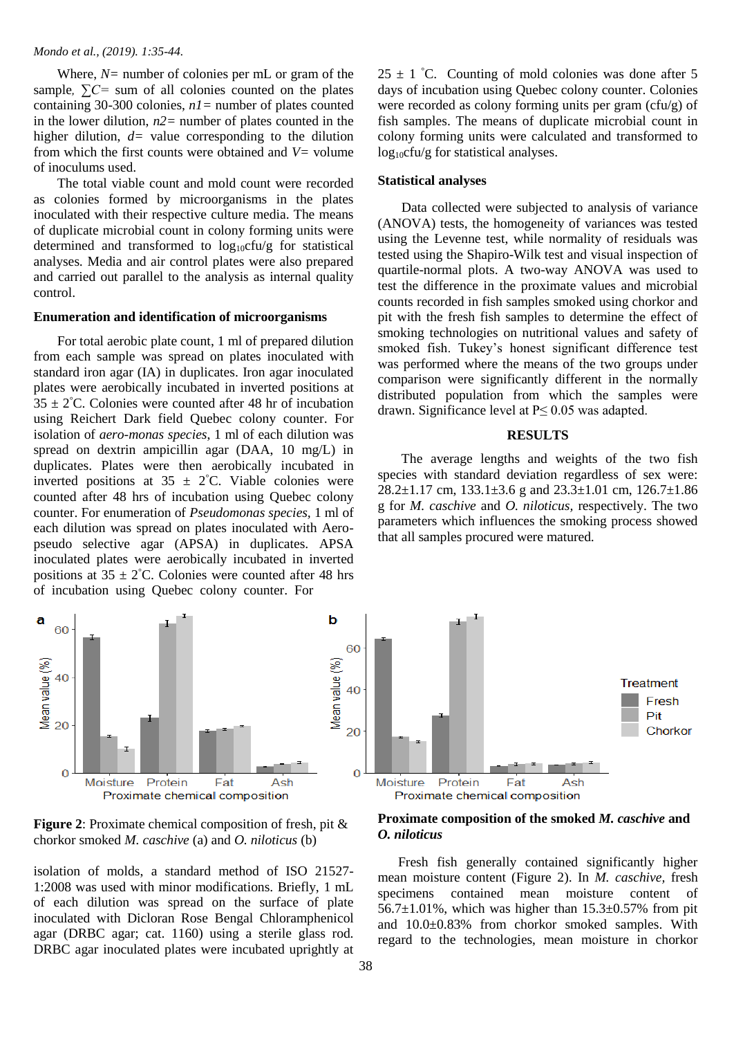Where, $N$= number of colonies per mL or gram of the sample, $\sum C$= sum of all colonies counted on the plates containing 30-300 colonies, $n1$= number of plates counted in the lower dilution, $n2$= number of plates counted in the higher dilution, $d$= value corresponding to the dilution from which the first counts were obtained and $V$= volume of inoculums used.

The total viable count and mold count were recorded as colonies formed by microorganisms in the plates inoculated with their respective culture media. The means of duplicate microbial count in colony forming units were determined and transformed to $\log_{10}$cfu/g for statistical analyses. Media and air control plates were also prepared and carried out parallel to the analysis as internal quality control.

**Enumeration and identification of microorganisms**

For total aerobic plate count, 1 ml of prepared dilution from each sample was spread on plates inoculated with standard iron agar (IA) in duplicates. Iron agar inoculated plates were aerobically incubated in inverted positions at 35 ± 2°C. Colonies were counted after 48 hr of incubation using Reichert Dark field Quebec colony counter. For isolation of *aero-monas species*, 1 ml of each dilution was spread on dextrin ampicillin agar (DAA, 10 mg/L) in duplicates. Plates were then aerobically incubated in inverted positions at 35 ± 2°C. Viable colonies were counted after 48 hrs of incubation using Quebec colony counter. For enumeration of *Pseudomonas species*, 1 ml of each dilution was spread on plates inoculated with Aero-pseudo selective agar (APSA) in duplicates. APSA inoculated plates were aerobically incubated in inverted positions at 35 ± 2°C. Colonies were counted after 48 hrs of incubation using Quebec colony counter. For isolation of molds, a standard method of ISO 21527-1:2008 was used with minor modifications. Briefly, 1 mL of each dilution was spread on the surface of plate inoculated with Dicloran Rose Bengal Chloramphenicol agar (DRBC agar; cat. 1160) using a sterile glass rod. DRBC agar inoculated plates were incubated upright at 25 ± 1 °C. Counting of mold colonies was done after 5 days of incubation using Quebec colony counter. Colonies were recorded as colony forming units per gram (cfu/g) of fish samples. The means of duplicate microbial count in colony forming units were calculated and transformed to $\log_{10}$cfu/g for statistical analyses.

**Statistical analyses**

Data collected were subjected to analysis of variance (ANOVA) tests, the homogeneity of variances was tested using the Levenne test, while normality of residuals was tested using the Shapiro-Wilk test and visual inspection of quartile-normal plots. A two-way ANOVA was used to test the difference in the proximate values and microbial counts recorded in fish samples smoked using chorkor and pit with the fresh fish samples to determine the effect of smoking technologies on nutritional values and safety of smoked fish. Tukey's honest significant difference test was performed where the means of the two groups under comparison were significantly different in the normally distributed population from which the samples were drawn. Significance level at $P \leq 0.05$ was adapted.

## RESULTS

The average lengths and weights of the two fish species with standard deviation regardless of sex were: 28.2±1.17 cm, 133.1±3.6 g and 23.3±1.01 cm, 126.7±1.86 g for *M. caschive* and *O. niloticus*, respectively. The two parameters which influences the smoking process showed that all samples procured were matured.

**Figure 2**: Proximate chemical composition of fresh, pit & chorkor smoked *M. caschive* (a) and *O. niloticus* (b)

**Proximate composition of the smoked *M. caschive* and *O. niloticus***

Fresh fish generally contained significantly higher mean moisture content (Figure 2). In *M. caschive*, fresh specimens contained mean moisture content of 56.7±1.01%, which was higher than 15.3±0.57% from pit and 10.0±0.83% from chorkor smoked samples. With regard to the technologies, mean moisture in chorkor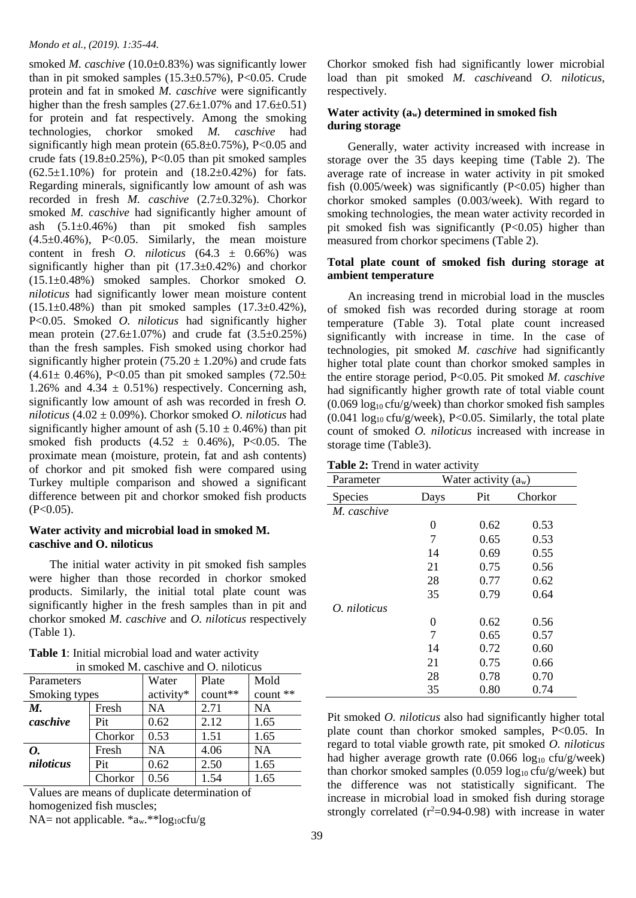smoked *M. caschive* (10.0±0.83%) was significantly lower than in pit smoked samples (15.3±0.57%), P<0.05. Crude protein and fat in smoked *M. caschive* were significantly higher than the fresh samples (27.6±1.07% and 17.6±0.51) for protein and fat respectively. Among the smoking technologies, chorkor smoked *M. caschive* had significantly high mean protein (65.8±0.75%), P<0.05 and crude fats (19.8±0.25%), P<0.05 than pit smoked samples (62.5±1.10%) for protein and (18.2±0.42%) for fats. Regarding minerals, significantly low amount of ash was recorded in fresh *M. caschive* (2.7±0.32%). Chorkor smoked *M. caschive* had significantly higher amount of ash (5.1±0.46%) than pit smoked fish samples (4.5±0.46%), P<0.05. Similarly, the mean moisture content in fresh *O. niloticus* (64.3 ± 0.66%) was significantly higher than pit (17.3±0.42%) and chorkor (15.1±0.48%) smoked samples. Chorkor smoked *O. niloticus* had significantly lower mean moisture content (15.1±0.48%) than pit smoked samples (17.3±0.42%), P<0.05. Smoked *O. niloticus* had significantly higher mean protein (27.6±1.07%) and crude fat (3.5±0.25%) than the fresh samples. Fish smoked using chorkor had significantly higher protein (75.20 ± 1.20%) and crude fats (4.61± 0.46%), P<0.05 than pit smoked samples (72.50± 1.26% and 4.34 ± 0.51%) respectively. Concerning ash, significantly low amount of ash was recorded in fresh *O. niloticus* (4.02 ± 0.09%). Chorkor smoked *O. niloticus* had significantly higher amount of ash (5.10 ± 0.46%) than pit smoked fish products (4.52 ± 0.46%), P<0.05. The proximate mean (moisture, protein, fat and ash contents) of chorkor and pit smoked fish were compared using Turkey multiple comparison and showed a significant difference between pit and chorkor smoked fish products (P<0.05).

### Water activity and microbial load in smoked M. caschive and O. niloticus

The initial water activity in pit smoked fish samples were higher than those recorded in chorkor smoked products. Similarly, the initial total plate count was significantly higher in the fresh samples than in pit and chorkor smoked *M. caschive* and *O. niloticus* respectively (Table 1).

**Table 1**: Initial microbial load and water activity in smoked M. caschive and O. niloticus

| Parameters | | Water | Plate | Mold |
|---|---|---|---|---|
| Smoking types | | activity* | count** | count ** |
| ***M. caschive*** | Fresh | NA | 2.71 | NA |
| | Pit | 0.62 | 2.12 | 1.65 |
| | Chorkor | 0.53 | 1.51 | 1.65 |
| ***O. niloticus*** | Fresh | NA | 4.06 | NA |
| | Pit | 0.62 | 2.50 | 1.65 |
| | Chorkor | 0.56 | 1.54 | 1.65 |

Values are means of duplicate determination of homogenized fish muscles;
NA= not applicable. *$a_w$.**$\log_{10}$cfu/g

Chorkor smoked fish had significantly lower microbial load than pit smoked *M. caschive*and *O. niloticus,* respectively.

### Water activity ($a_w$) determined in smoked fish during storage

Generally, water activity increased with increase in storage over the 35 days keeping time (Table 2). The average rate of increase in water activity in pit smoked fish (0.005/week) was significantly (P<0.05) higher than chorkor smoked samples (0.003/week). With regard to smoking technologies, the mean water activity recorded in pit smoked fish was significantly (P<0.05) higher than measured from chorkor specimens (Table 2).

### Total plate count of smoked fish during storage at ambient temperature

An increasing trend in microbial load in the muscles of smoked fish was recorded during storage at room temperature (Table 3). Total plate count increased significantly with increase in time. In the case of technologies, pit smoked *M. caschive* had significantly higher total plate count than chorkor smoked samples in the entire storage period, P<0.05. Pit smoked *M. caschive* had significantly higher growth rate of total viable count (0.069 $\log_{10}$ cfu/g/week) than chorkor smoked fish samples (0.041 $\log_{10}$ cfu/g/week), P<0.05. Similarly, the total plate count of smoked *O. niloticus* increased with increase in storage time (Table3).

**Table 2:** Trend in water activity

| Parameter | Water activity ($a_w$) | | |
|---|---|---|---|
| Species | Days | Pit | Chorkor |
| *M. caschive* | | | |
| | 0 | 0.62 | 0.53 |
| | 7 | 0.65 | 0.53 |
| | 14 | 0.69 | 0.55 |
| | 21 | 0.75 | 0.56 |
| | 28 | 0.77 | 0.62 |
| | 35 | 0.79 | 0.64 |
| *O. niloticus* | | | |
| | 0 | 0.62 | 0.56 |
| | 7 | 0.65 | 0.57 |
| | 14 | 0.72 | 0.60 |
| | 21 | 0.75 | 0.66 |
| | 28 | 0.78 | 0.70 |
| | 35 | 0.80 | 0.74 |

Pit smoked *O. niloticus* also had significantly higher total plate count than chorkor smoked samples, P<0.05. In regard to total viable growth rate, pit smoked *O. niloticus* had higher average growth rate (0.066 $\log_{10}$ cfu/g/week) than chorkor smoked samples (0.059 $\log_{10}$ cfu/g/week) but the difference was not statistically significant. The increase in microbial load in smoked fish during storage strongly correlated ($r^2$=0.94-0.98) with increase in water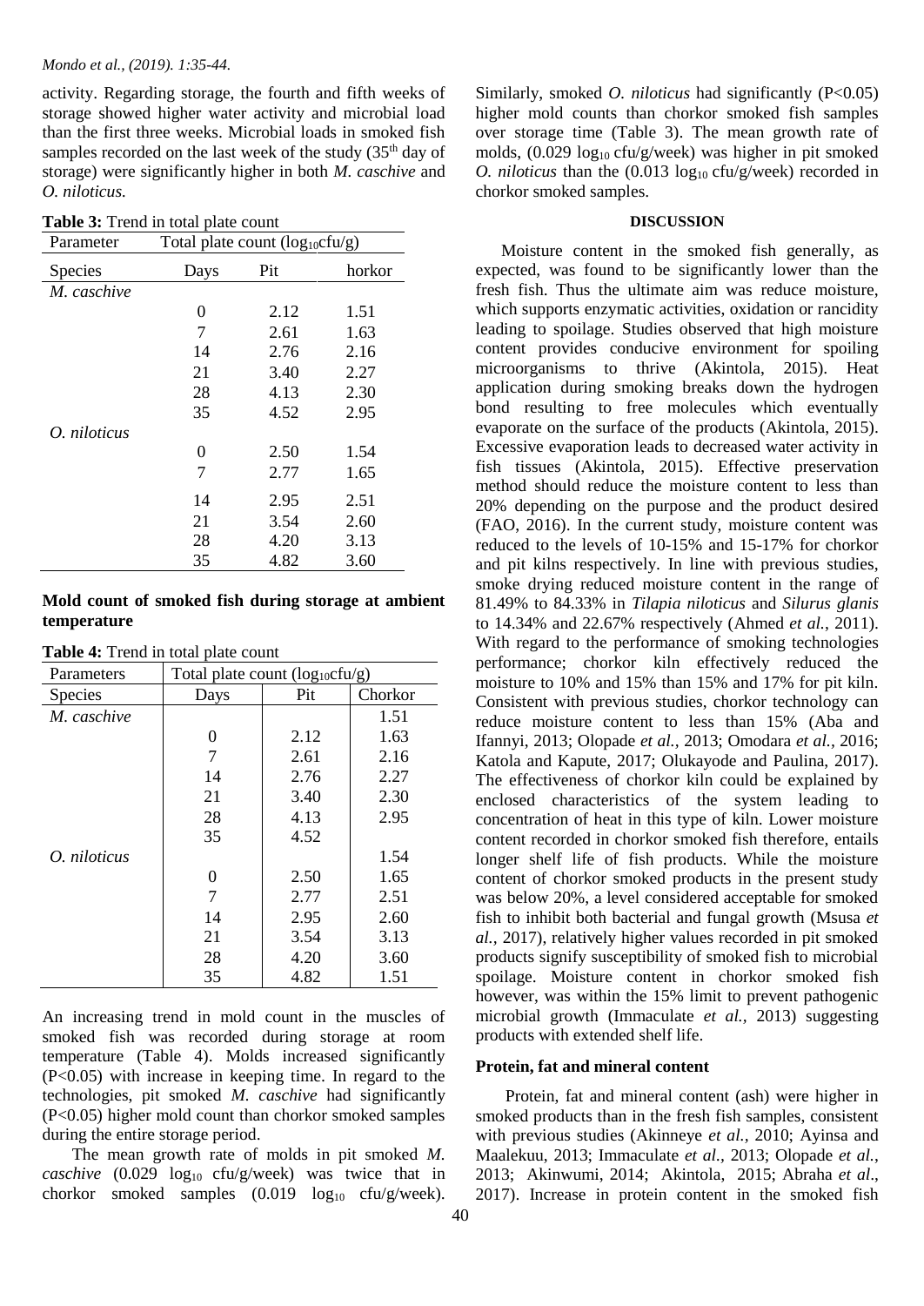activity. Regarding storage, the fourth and fifth weeks of storage showed higher water activity and microbial load than the first three weeks. Microbial loads in smoked fish samples recorded on the last week of the study (35th day of storage) were significantly higher in both *M. caschive* and *O. niloticus*.

**Table 3:** Trend in total plate count

| Parameter | Total plate count ($log_{10}$cfu/g) | | |
|---|---|---|---|
| Species | Days | Pit | horkor |
| *M. caschive* | | | |
| | 0 | 2.12 | 1.51 |
| | 7 | 2.61 | 1.63 |
| | 14 | 2.76 | 2.16 |
| | 21 | 3.40 | 2.27 |
| | 28 | 4.13 | 2.30 |
| | 35 | 4.52 | 2.95 |
| *O. niloticus* | | | |
| | 0 | 2.50 | 1.54 |
| | 7 | 2.77 | 1.65 |
| | 14 | 2.95 | 2.51 |
| | 21 | 3.54 | 2.60 |
| | 28 | 4.20 | 3.13 |
| | 35 | 4.82 | 3.60 |

**Mold count of smoked fish during storage at ambient temperature**

**Table 4:** Trend in total plate count

| Parameters | Total plate count ($log_{10}$cfu/g) | | |
|---|---|---|---|
| Species | Days | Pit | Chorkor |
| *M. caschive* | | | 1.51 |
| | 0 | 2.12 | 1.63 |
| | 7 | 2.61 | 2.16 |
| | 14 | 2.76 | 2.27 |
| | 21 | 3.40 | 2.30 |
| | 28 | 4.13 | 2.95 |
| | 35 | 4.52 | |
| *O. niloticus* | | | 1.54 |
| | 0 | 2.50 | 1.65 |
| | 7 | 2.77 | 2.51 |
| | 14 | 2.95 | 2.60 |
| | 21 | 3.54 | 3.13 |
| | 28 | 4.20 | 3.60 |
| | 35 | 4.82 | 1.51 |

An increasing trend in mold count in the muscles of smoked fish was recorded during storage at room temperature (Table 4). Molds increased significantly ($P<0.05$) with increase in keeping time. In regard to the technologies, pit smoked *M. caschive* had significantly ($P<0.05$) higher mold count than chorkor smoked samples during the entire storage period.

The mean growth rate of molds in pit smoked *M. caschive* (0.029 $log_{10}$ cfu/g/week) was twice that in chorkor smoked samples (0.019 $log_{10}$ cfu/g/week). Similarly, smoked *O. niloticus* had significantly ($P<0.05$) higher mold counts than chorkor smoked fish samples over storage time (Table 3). The mean growth rate of molds, (0.029 $log_{10}$ cfu/g/week) was higher in pit smoked *O. niloticus* than the (0.013 $log_{10}$ cfu/g/week) recorded in chorkor smoked samples.

## DISCUSSION

Moisture content in the smoked fish generally, as expected, was found to be significantly lower than the fresh fish. Thus the ultimate aim was reduce moisture, which supports enzymatic activities, oxidation or rancidity leading to spoilage. Studies observed that high moisture content provides conducive environment for spoiling microorganisms to thrive (Akintola, 2015). Heat application during smoking breaks down the hydrogen bond resulting to free molecules which eventually evaporate on the surface of the products (Akintola, 2015). Excessive evaporation leads to decreased water activity in fish tissues (Akintola, 2015). Effective preservation method should reduce the moisture content to less than 20% depending on the purpose and the product desired (FAO, 2016). In the current study, moisture content was reduced to the levels of 10-15% and 15-17% for chorkor and pit kilns respectively. In line with previous studies, smoke drying reduced moisture content in the range of 81.49% to 84.33% in *Tilapia niloticus* and *Silurus glanis* to 14.34% and 22.67% respectively (Ahmed *et al.*, 2011). With regard to the performance of smoking technologies performance; chorkor kiln effectively reduced the moisture to 10% and 15% than 15% and 17% for pit kiln. Consistent with previous studies, chorkor technology can reduce moisture content to less than 15% (Aba and Ifannyi, 2013; Olopade *et al.,* 2013; Omodara *et al.,* 2016; Katola and Kapute, 2017; Olukayode and Paulina, 2017). The effectiveness of chorkor kiln could be explained by enclosed characteristics of the system leading to concentration of heat in this type of kiln. Lower moisture content recorded in chorkor smoked fish therefore, entails longer shelf life of fish products. While the moisture content of chorkor smoked products in the present study was below 20%, a level considered acceptable for smoked fish to inhibit both bacterial and fungal growth (Msusa *et al.*, 2017), relatively higher values recorded in pit smoked products signify susceptibility of smoked fish to microbial spoilage. Moisture content in chorkor smoked fish however, was within the 15% limit to prevent pathogenic microbial growth (Immaculate *et al.*, 2013) suggesting products with extended shelf life.

### Protein, fat and mineral content

Protein, fat and mineral content (ash) were higher in smoked products than in the fresh fish samples, consistent with previous studies (Akinneye *et al.*, 2010; Ayinsa and Maalekuu, 2013; Immaculate *et al.*, 2013; Olopade *et al.*, 2013; Akinwumi, 2014; Akintola, 2015; Abraha *et al*., 2017). Increase in protein content in the smoked fish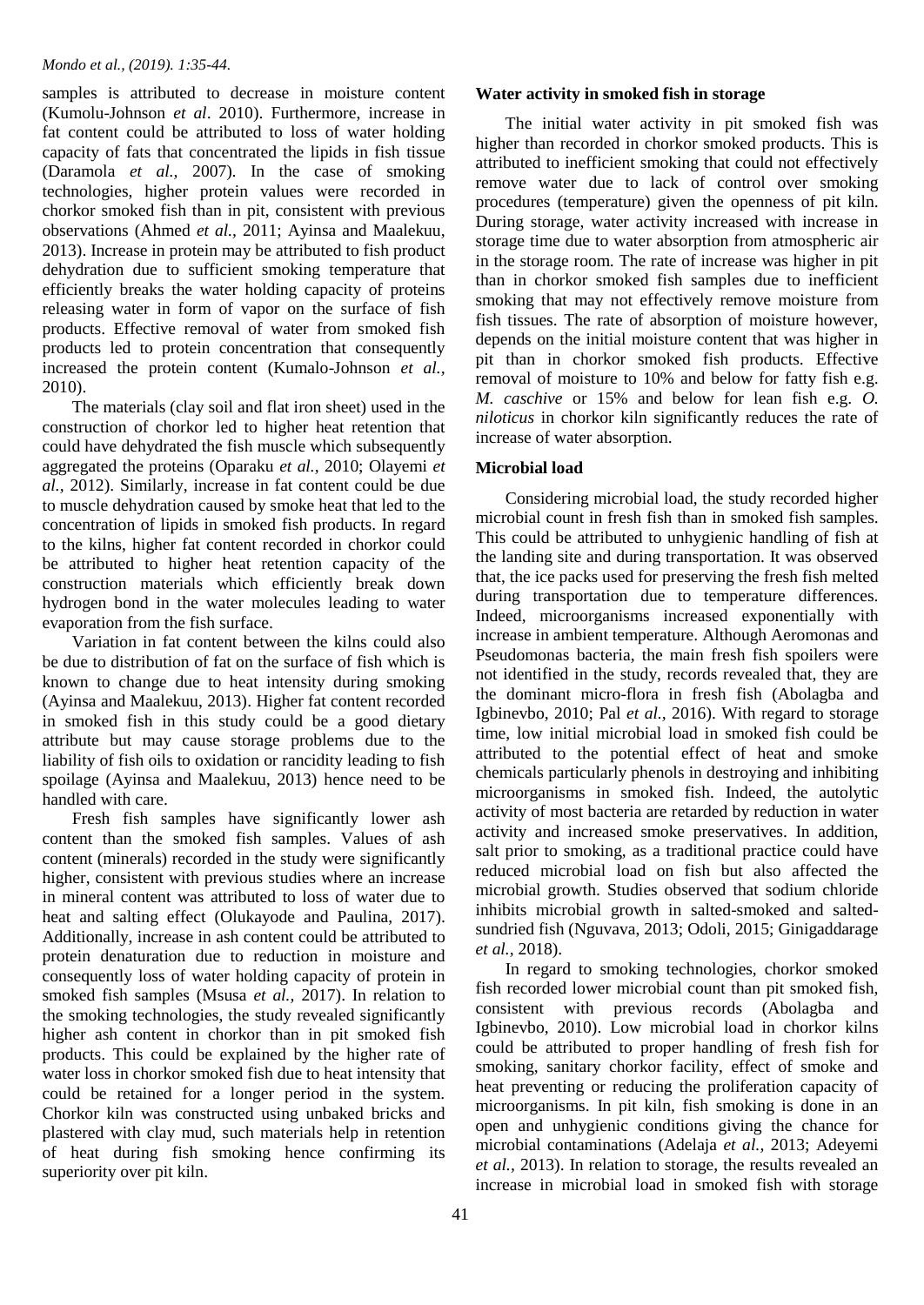samples is attributed to decrease in moisture content (Kumolu-Johnson *et al*. 2010). Furthermore, increase in fat content could be attributed to loss of water holding capacity of fats that concentrated the lipids in fish tissue (Daramola *et al.,* 2007). In the case of smoking technologies, higher protein values were recorded in chorkor smoked fish than in pit, consistent with previous observations (Ahmed *et al.,* 2011; Ayinsa and Maalekuu, 2013). Increase in protein may be attributed to fish product dehydration due to sufficient smoking temperature that efficiently breaks the water holding capacity of proteins releasing water in form of vapor on the surface of fish products. Effective removal of water from smoked fish products led to protein concentration that consequently increased the protein content (Kumalo-Johnson *et al.,* 2010).

The materials (clay soil and flat iron sheet) used in the construction of chorkor led to higher heat retention that could have dehydrated the fish muscle which subsequently aggregated the proteins (Oparaku *et al.,* 2010; Olayemi *et al.,* 2012). Similarly, increase in fat content could be due to muscle dehydration caused by smoke heat that led to the concentration of lipids in smoked fish products. In regard to the kilns, higher fat content recorded in chorkor could be attributed to higher heat retention capacity of the construction materials which efficiently break down hydrogen bond in the water molecules leading to water evaporation from the fish surface.

Variation in fat content between the kilns could also be due to distribution of fat on the surface of fish which is known to change due to heat intensity during smoking (Ayinsa and Maalekuu, 2013). Higher fat content recorded in smoked fish in this study could be a good dietary attribute but may cause storage problems due to the liability of fish oils to oxidation or rancidity leading to fish spoilage (Ayinsa and Maalekuu, 2013) hence need to be handled with care.

Fresh fish samples have significantly lower ash content than the smoked fish samples. Values of ash content (minerals) recorded in the study were significantly higher, consistent with previous studies where an increase in mineral content was attributed to loss of water due to heat and salting effect (Olukayode and Paulina, 2017). Additionally, increase in ash content could be attributed to protein denaturation due to reduction in moisture and consequently loss of water holding capacity of protein in smoked fish samples (Msusa *et al.,* 2017). In relation to the smoking technologies, the study revealed significantly higher ash content in chorkor than in pit smoked fish products. This could be explained by the higher rate of water loss in chorkor smoked fish due to heat intensity that could be retained for a longer period in the system. Chorkor kiln was constructed using unbaked bricks and plastered with clay mud, such materials help in retention of heat during fish smoking hence confirming its superiority over pit kiln.

### Water activity in smoked fish in storage

The initial water activity in pit smoked fish was higher than recorded in chorkor smoked products. This is attributed to inefficient smoking that could not effectively remove water due to lack of control over smoking procedures (temperature) given the openness of pit kiln. During storage, water activity increased with increase in storage time due to water absorption from atmospheric air in the storage room. The rate of increase was higher in pit than in chorkor smoked fish samples due to inefficient smoking that may not effectively remove moisture from fish tissues. The rate of absorption of moisture however, depends on the initial moisture content that was higher in pit than in chorkor smoked fish products. Effective removal of moisture to 10% and below for fatty fish e.g. *M. caschive* or 15% and below for lean fish e.g. *O. niloticus* in chorkor kiln significantly reduces the rate of increase of water absorption.

### Microbial load

Considering microbial load, the study recorded higher microbial count in fresh fish than in smoked fish samples. This could be attributed to unhygienic handling of fish at the landing site and during transportation. It was observed that, the ice packs used for preserving the fresh fish melted during transportation due to temperature differences. Indeed, microorganisms increased exponentially with increase in ambient temperature. Although Aeromonas and Pseudomonas bacteria, the main fresh fish spoilers were not identified in the study, records revealed that, they are the dominant micro-flora in fresh fish (Abolagba and Igbinevbo, 2010; Pal *et al.,* 2016). With regard to storage time, low initial microbial load in smoked fish could be attributed to the potential effect of heat and smoke chemicals particularly phenols in destroying and inhibiting microorganisms in smoked fish. Indeed, the autolytic activity of most bacteria are retarded by reduction in water activity and increased smoke preservatives. In addition, salt prior to smoking, as a traditional practice could have reduced microbial load on fish but also affected the microbial growth. Studies observed that sodium chloride inhibits microbial growth in salted-smoked and salted-sundried fish (Nguvava, 2013; Odoli, 2015; Ginigaddarage *et al.,* 2018).

In regard to smoking technologies, chorkor smoked fish recorded lower microbial count than pit smoked fish, consistent with previous records (Abolagba and Igbinevbo, 2010). Low microbial load in chorkor kilns could be attributed to proper handling of fresh fish for smoking, sanitary chorkor facility, effect of smoke and heat preventing or reducing the proliferation capacity of microorganisms. In pit kiln, fish smoking is done in an open and unhygienic conditions giving the chance for microbial contaminations (Adelaja *et al.,* 2013; Adeyemi *et al.,* 2013). In relation to storage, the results revealed an increase in microbial load in smoked fish with storage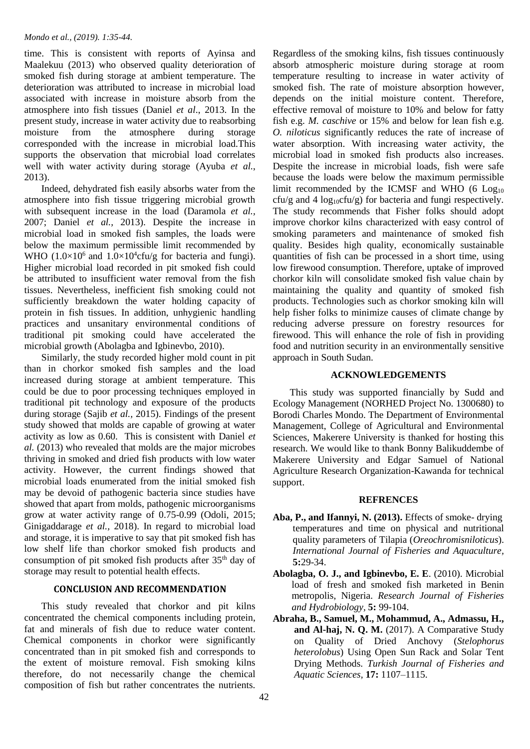time. This is consistent with reports of Ayinsa and Maalekuu (2013) who observed quality deterioration of smoked fish during storage at ambient temperature. The deterioration was attributed to increase in microbial load associated with increase in moisture absorb from the atmosphere into fish tissues (Daniel *et al*., 2013. In the present study, increase in water activity due to reabsorbing moisture from the atmosphere during storage corresponded with the increase in microbial load.This supports the observation that microbial load correlates well with water activity during storage (Ayuba *et al.*, 2013).

Indeed, dehydrated fish easily absorbs water from the atmosphere into fish tissue triggering microbial growth with subsequent increase in the load (Daramola *et al.,* 2007; Daniel *et al.,* 2013). Despite the increase in microbial load in smoked fish samples, the loads were below the maximum permissible limit recommended by WHO ($1.0{\times}10^6$ and $1.0{\times}10^4$cfu/g for bacteria and fungi). Higher microbial load recorded in pit smoked fish could be attributed to insufficient water removal from the fish tissues. Nevertheless, inefficient fish smoking could not sufficiently breakdown the water holding capacity of protein in fish tissues. In addition, unhygienic handling practices and unsanitary environmental conditions of traditional pit smoking could have accelerated the microbial growth (Abolagba and Igbinevbo, 2010).

Similarly, the study recorded higher mold count in pit than in chorkor smoked fish samples and the load increased during storage at ambient temperature. This could be due to poor processing techniques employed in traditional pit technology and exposure of the products during storage (Sajib *et al.,* 2015). Findings of the present study showed that molds are capable of growing at water activity as low as 0.60. This is consistent with Daniel *et al.* (2013) who revealed that molds are the major microbes thriving in smoked and dried fish products with low water activity. However, the current findings showed that microbial loads enumerated from the initial smoked fish may be devoid of pathogenic bacteria since studies have showed that apart from molds, pathogenic microorganisms grow at water activity range of 0.75-0.99 (Odoli, 2015; Ginigaddarage *et al.,* 2018). In regard to microbial load and storage, it is imperative to say that pit smoked fish has low shelf life than chorkor smoked fish products and consumption of pit smoked fish products after 35[th] day of storage may result to potential health effects.

## CONCLUSION AND RECOMMENDATION

This study revealed that chorkor and pit kilns concentrated the chemical components including protein, fat and minerals of fish due to reduce water content. Chemical components in chorkor were significantly concentrated than in pit smoked fish and corresponds to the extent of moisture removal. Fish smoking kilns therefore, do not necessarily change the chemical composition of fish but rather concentrates the nutrients. Regardless of the smoking kilns, fish tissues continuously absorb atmospheric moisture during storage at room temperature resulting to increase in water activity of smoked fish. The rate of moisture absorption however, depends on the initial moisture content. Therefore, effective removal of moisture to 10% and below for fatty fish e.g. *M. caschive* or 15% and below for lean fish e.g. *O. niloticus* significantly reduces the rate of increase of water absorption. With increasing water activity, the microbial load in smoked fish products also increases. Despite the increase in microbial loads, fish were safe because the loads were below the maximum permissible limit recommended by the ICMSF and WHO (6 $\text{Log}_{10}$ cfu/g and 4 $\log_{10}$cfu/g) for bacteria and fungi respectively. The study recommends that Fisher folks should adopt improve chorkor kilns characterized with easy control of smoking parameters and maintenance of smoked fish quality. Besides high quality, economically sustainable quantities of fish can be processed in a short time, using low firewood consumption. Therefore, uptake of improved chorkor kiln will consolidate smoked fish value chain by maintaining the quality and quantity of smoked fish products. Technologies such as chorkor smoking kiln will help fisher folks to minimize causes of climate change by reducing adverse pressure on forestry resources for firewood. This will enhance the role of fish in providing food and nutrition security in an environmentally sensitive approach in South Sudan.

## ACKNOWLEDGEMENTS

This study was supported financially by Sudd and Ecology Management (NORHED Project No. 1300680) to Borodi Charles Mondo. The Department of Environmental Management, College of Agricultural and Environmental Sciences, Makerere University is thanked for hosting this research. We would like to thank Bonny Balikuddembe of Makerere University and Edgar Samuel of National Agriculture Research Organization-Kawanda for technical support.

## REFRENCES

**Aba, P., and Ifannyi, N. (2013).** Effects of smoke- drying temperatures and time on physical and nutritional quality parameters of Tilapia (*Oreochromisniloticus*). *International Journal of Fisheries and Aquaculture*, **5:**29-34.

**Abolagba, O. J., and Igbinevbo, E. E**. (2010). Microbial load of fresh and smoked fish marketed in Benin metropolis, Nigeria. *Research Journal of Fisheries and Hydrobiology,* **5:** 99-104.

**Abraha, B., Samuel, M., Mohammud, A., Admassu, H., and Al-haj, N. Q. M.** (2017). A Comparative Study on Quality of Dried Anchovy (*Stelophorus heterolobus*) Using Open Sun Rack and Solar Tent Drying Methods. *Turkish Journal of Fisheries and Aquatic Sciences,* **17:** 1107–1115.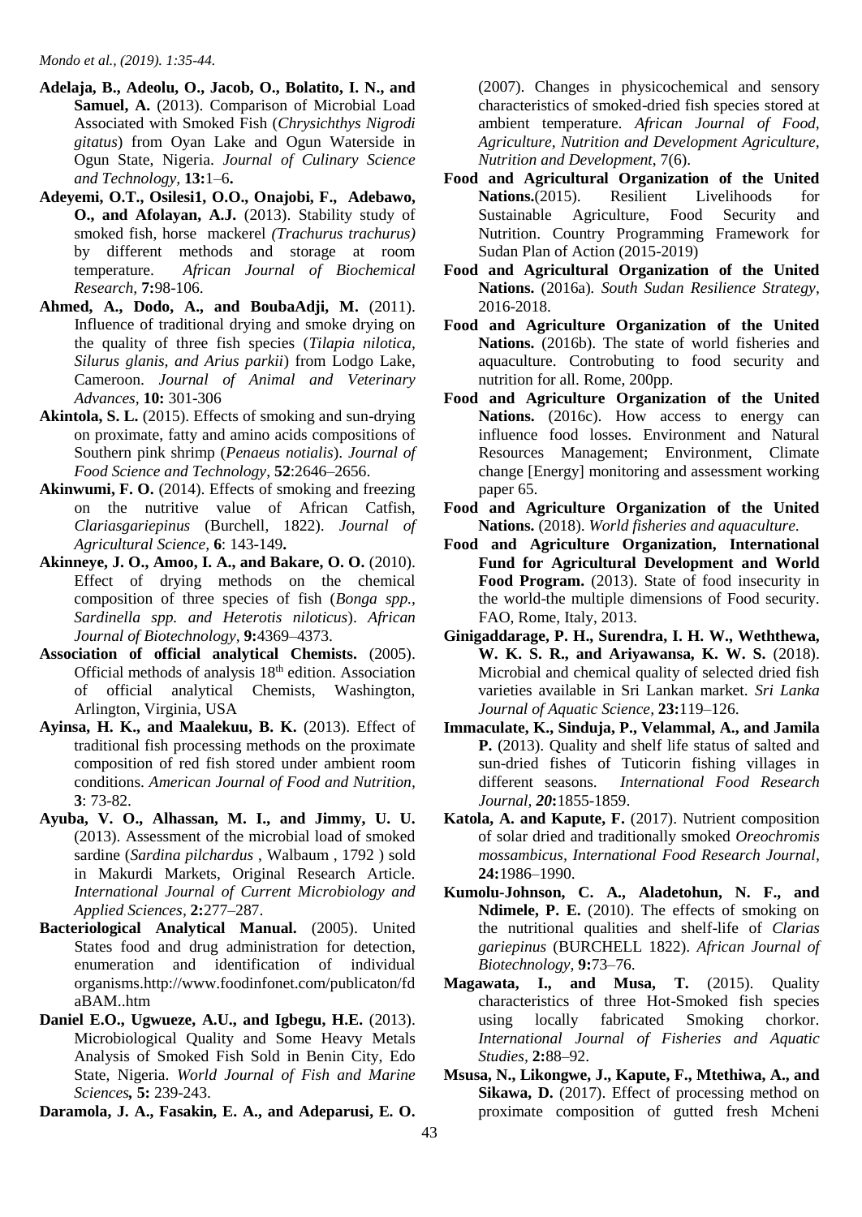**Adelaja, B., Adeolu, O., Jacob, O., Bolatito, I. N., and Samuel, A.** (2013). Comparison of Microbial Load Associated with Smoked Fish (*Chrysichthys Nigrodi gitatus*) from Oyan Lake and Ogun Waterside in Ogun State, Nigeria. *Journal of Culinary Science and Technology*, **13:**1–6**.**

**Adeyemi, O.T., Osilesi1, O.O., Onajobi, F., Adebawo, O., and Afolayan, A.J.** (2013). Stability study of smoked fish, horse mackerel *(Trachurus trachurus)* by different methods and storage at room temperature. *African Journal of Biochemical Research,* **7:**98-106.

**Ahmed, A., Dodo, A., and BoubaAdji, M.** (2011). Influence of traditional drying and smoke drying on the quality of three fish species (*Tilapia nilotica, Silurus glanis, and Arius parkii*) from Lodgo Lake, Cameroon. *Journal of Animal and Veterinary Advances,* **10:** 301-306

**Akintola, S. L.** (2015). Effects of smoking and sun-drying on proximate, fatty and amino acids compositions of Southern pink shrimp (*Penaeus notialis*). *Journal of Food Science and Technology,* **52**:2646–2656.

**Akinwumi, F. O.** (2014). Effects of smoking and freezing on the nutritive value of African Catfish, *Clariasgariepinus* (Burchell, 1822). *Journal of Agricultural Science,* **6**: 143-149**.**

**Akinneye, J. O., Amoo, I. A., and Bakare, O. O.** (2010). Effect of drying methods on the chemical composition of three species of fish (*Bonga spp., Sardinella spp. and Heterotis niloticus*). *African Journal of Biotechnology,* **9:**4369–4373.

**Association of official analytical Chemists.** (2005). Official methods of analysis 18th edition. Association of official analytical Chemists, Washington, Arlington, Virginia, USA

**Ayinsa, H. K., and Maalekuu, B. K.** (2013). Effect of traditional fish processing methods on the proximate composition of red fish stored under ambient room conditions. *American Journal of Food and Nutrition*, **3**: 73-82.

**Ayuba, V. O., Alhassan, M. I., and Jimmy, U. U.** (2013). Assessment of the microbial load of smoked sardine (*Sardina pilchardus* , Walbaum , 1792 ) sold in Makurdi Markets, Original Research Article. *International Journal of Current Microbiology and Applied Sciences,* **2:**277–287.

**Bacteriological Analytical Manual.** (2005). United States food and drug administration for detection, enumeration and identification of individual organisms.http://www.foodinfonet.com/publicaton/fdaBAM..htm

**Daniel E.O., Ugwueze, A.U., and Igbegu, H.E.** (2013). Microbiological Quality and Some Heavy Metals Analysis of Smoked Fish Sold in Benin City, Edo State, Nigeria. *World Journal of Fish and Marine Sciences,* **5:** 239-243.

**Daramola, J. A., Fasakin, E. A., and Adeparusi, E. O.** (2007). Changes in physicochemical and sensory characteristics of smoked-dried fish species stored at ambient temperature. *African Journal of Food, Agriculture, Nutrition and Development Agriculture, Nutrition and Development*, 7(6).

**Food and Agricultural Organization of the United Nations.**(2015). Resilient Livelihoods for Sustainable Agriculture, Food Security and Nutrition. Country Programming Framework for Sudan Plan of Action (2015-2019)

**Food and Agricultural Organization of the United Nations.** (2016a). *South Sudan Resilience Strategy*, 2016-2018.

**Food and Agriculture Organization of the United Nations.** (2016b). The state of world fisheries and aquaculture. Controbuting to food security and nutrition for all. Rome, 200pp.

**Food and Agriculture Organization of the United Nations.** (2016c). How access to energy can influence food losses. Environment and Natural Resources Management; Environment, Climate change [Energy] monitoring and assessment working paper 65.

**Food and Agriculture Organization of the United Nations.** (2018). *World fisheries and aquaculture.*

**Food and Agriculture Organization, International Fund for Agricultural Development and World Food Program.** (2013). State of food insecurity in the world-the multiple dimensions of Food security. FAO, Rome, Italy, 2013.

**Ginigaddarage, P. H., Surendra, I. H. W., Weththewa, W. K. S. R., and Ariyawansa, K. W. S.** (2018). Microbial and chemical quality of selected dried fish varieties available in Sri Lankan market. *Sri Lanka Journal of Aquatic Science,* **23:**119–126.

**Immaculate, K., Sinduja, P., Velammal, A., and Jamila P.** (2013). Quality and shelf life status of salted and sun-dried fishes of Tuticorin fishing villages in different seasons. *International Food Research Journal, 20***:**1855-1859.

**Katola, A. and Kapute, F.** (2017). Nutrient composition of solar dried and traditionally smoked *Oreochromis mossambicus, International Food Research Journal,* **24:**1986–1990.

**Kumolu-Johnson, C. A., Aladetohun, N. F., and Ndimele, P. E.** (2010). The effects of smoking on the nutritional qualities and shelf-life of *Clarias gariepinus* (BURCHELL 1822). *African Journal of Biotechnology,* **9:**73–76.

**Magawata, I., and Musa, T.** (2015). Quality characteristics of three Hot-Smoked fish species using locally fabricated Smoking chorkor. *International Journal of Fisheries and Aquatic Studies,* **2:**88–92.

**Msusa, N., Likongwe, J., Kapute, F., Mtethiwa, A., and Sikawa, D.** (2017). Effect of processing method on proximate composition of gutted fresh Mcheni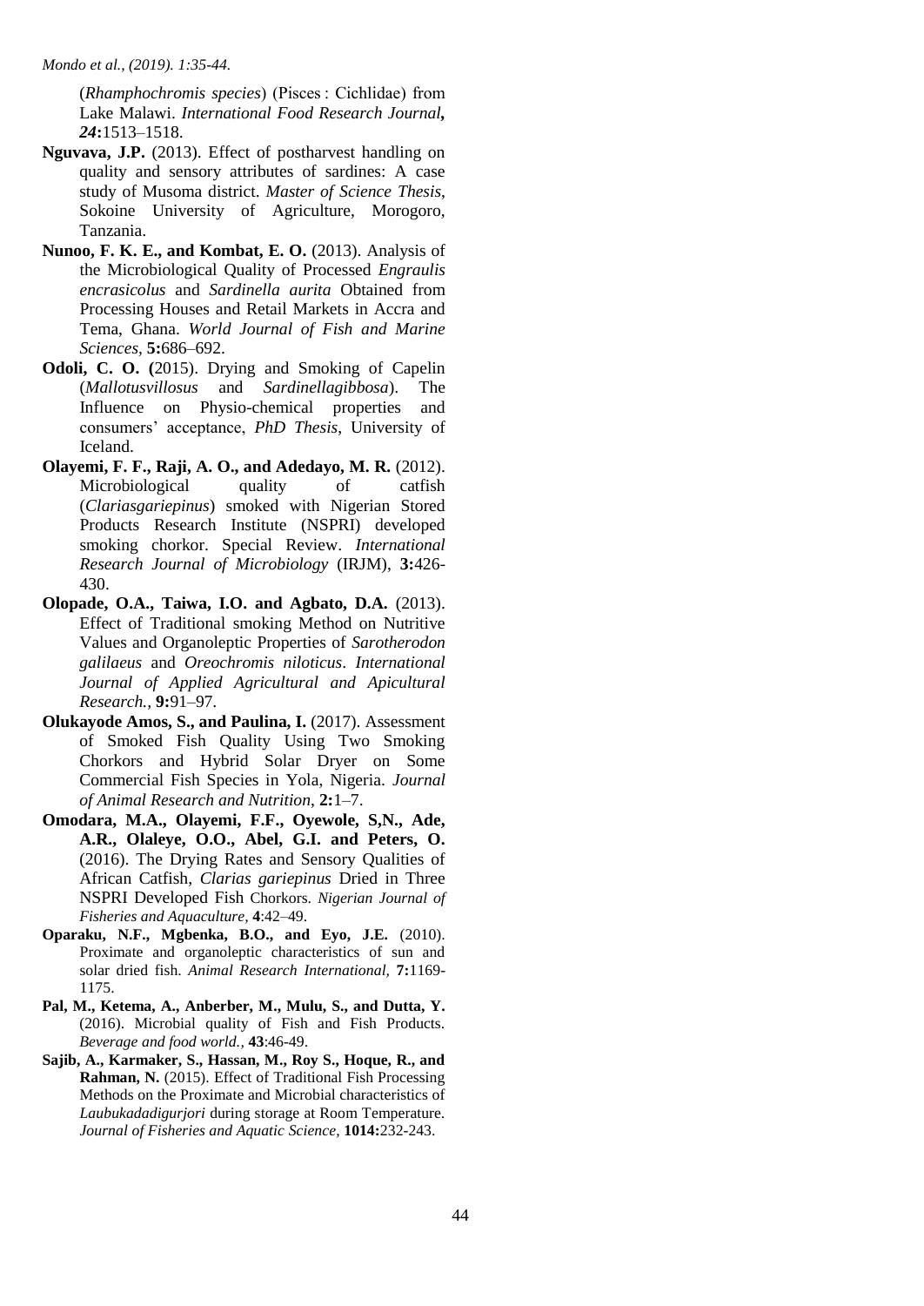(*Rhamphochromis species*) (Pisces : Cichlidae) from Lake Malawi. *International Food Research Journal, 24*:1513–1518.

**Nguvava, J.P.** (2013). Effect of postharvest handling on quality and sensory attributes of sardines: A case study of Musoma district. *Master of Science Thesis*, Sokoine University of Agriculture, Morogoro, Tanzania.

**Nunoo, F. K. E., and Kombat, E. O.** (2013). Analysis of the Microbiological Quality of Processed *Engraulis encrasicolus* and *Sardinella aurita* Obtained from Processing Houses and Retail Markets in Accra and Tema, Ghana. *World Journal of Fish and Marine Sciences*, **5:**686–692.

**Odoli, C. O. (**2015). Drying and Smoking of Capelin (*Mallotusvillosus* and *Sardinellagibbosa*). The Influence on Physio-chemical properties and consumers' acceptance, *PhD Thesis*, University of Iceland.

**Olayemi, F. F., Raji, A. O., and Adedayo, M. R.** (2012). Microbiological quality of catfish (*Clariasgariepinus*) smoked with Nigerian Stored Products Research Institute (NSPRI) developed smoking chorkor. Special Review. *International Research Journal of Microbiology* (IRJM), **3:**426-430.

**Olopade, O.A., Taiwa, I.O. and Agbato, D.A.** (2013). Effect of Traditional smoking Method on Nutritive Values and Organoleptic Properties of *Sarotherodon galilaeus* and *Oreochromis niloticus*. *International Journal of Applied Agricultural and Apicultural Research.*, **9:**91–97.

**Olukayode Amos, S., and Paulina, I.** (2017). Assessment of Smoked Fish Quality Using Two Smoking Chorkors and Hybrid Solar Dryer on Some Commercial Fish Species in Yola, Nigeria. *Journal of Animal Research and Nutrition*, **2:**1–7.

**Omodara, M.A., Olayemi, F.F., Oyewole, S,N., Ade, A.R., Olaleye, O.O., Abel, G.I. and Peters, O.** (2016). The Drying Rates and Sensory Qualities of African Catfish, *Clarias gariepinus* Dried in Three NSPRI Developed Fish Chorkors. *Nigerian Journal of Fisheries and Aquaculture*, **4**:42–49.

**Oparaku, N.F., Mgbenka, B.O., and Eyo, J.E.** (2010). Proximate and organoleptic characteristics of sun and solar dried fish. *Animal Research International*, **7:**1169-1175.

**Pal, M., Ketema, A., Anberber, M., Mulu, S., and Dutta, Y.** (2016). Microbial quality of Fish and Fish Products. *Beverage and food world.*, **43**:46-49.

**Sajib, A., Karmaker, S., Hassan, M., Roy S., Hoque, R., and Rahman, N.** (2015). Effect of Traditional Fish Processing Methods on the Proximate and Microbial characteristics of *Laubukadadigurjori* during storage at Room Temperature. *Journal of Fisheries and Aquatic Science*, **1014:**232-243.